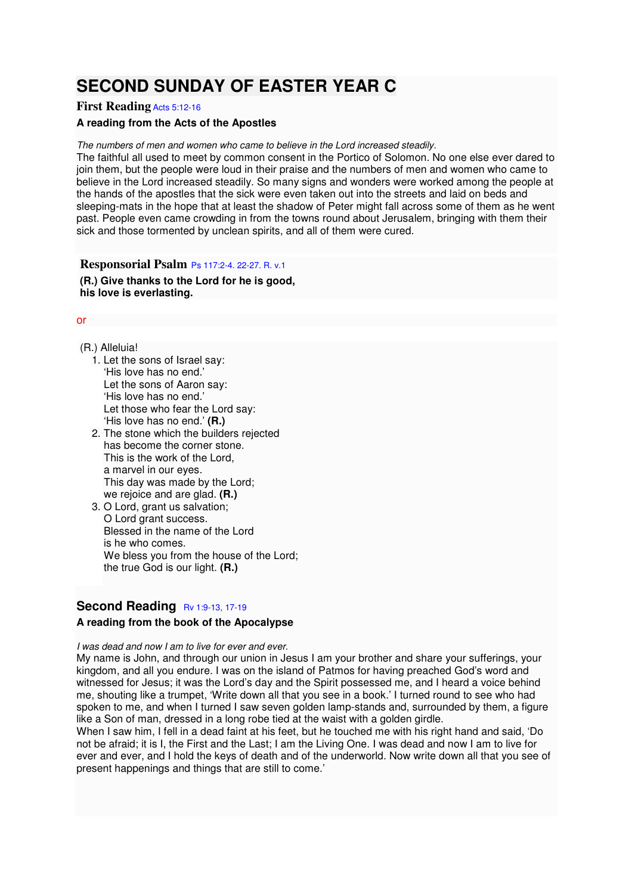# SECOND SUNDAY OF EASTER YEAR C

## First Reading Acts 5:12-16

**A reading from the Acts of the Apostles**

*The numbers of men and women who came to believe in the Lord increased steadily.*

The faithful all used to meet by common consent in the Portico of Solomon. No one else ever dared to join them, but the people were loud in their praise and the numbers of men and women who came to believe in the Lord increased steadily. So many signs and wonders were worked among the people at the hands of the apostles that the sick were even taken out into the streets and laid on beds and sleeping-mats in the hope that at least the shadow of Peter might fall across some of them as he went past. People even came crowding in from the towns round about Jerusalem, bringing with them their sick and those tormented by unclean spirits, and all of them were cured.

## Responsorial Psalm Ps 117:2-4. 22-27. R. v.1

**(R.) Give thanks to the Lord for he is good,
his love is everlasting.**

or

(R.) Alleluia!

1. Let the sons of Israel say:
   'His love has no end.'
   Let the sons of Aaron say:
   'His love has no end.'
   Let those who fear the Lord say:
   'His love has no end.' **(R.)**
2. The stone which the builders rejected
   has become the corner stone.
   This is the work of the Lord,
   a marvel in our eyes.
   This day was made by the Lord;
   we rejoice and are glad. **(R.)**
3. O Lord, grant us salvation;
   O Lord grant success.
   Blessed in the name of the Lord
   is he who comes.
   We bless you from the house of the Lord;
   the true God is our light. **(R.)**

## Second Reading Rv 1:9-13, 17-19

**A reading from the book of the Apocalypse**

*I was dead and now I am to live for ever and ever.*

My name is John, and through our union in Jesus I am your brother and share your sufferings, your kingdom, and all you endure. I was on the island of Patmos for having preached God's word and witnessed for Jesus; it was the Lord's day and the Spirit possessed me, and I heard a voice behind me, shouting like a trumpet, 'Write down all that you see in a book.' I turned round to see who had spoken to me, and when I turned I saw seven golden lamp-stands and, surrounded by them, a figure like a Son of man, dressed in a long robe tied at the waist with a golden girdle.

When I saw him, I fell in a dead faint at his feet, but he touched me with his right hand and said, 'Do not be afraid; it is I, the First and the Last; I am the Living One. I was dead and now I am to live for ever and ever, and I hold the keys of death and of the underworld. Now write down all that you see of present happenings and things that are still to come.'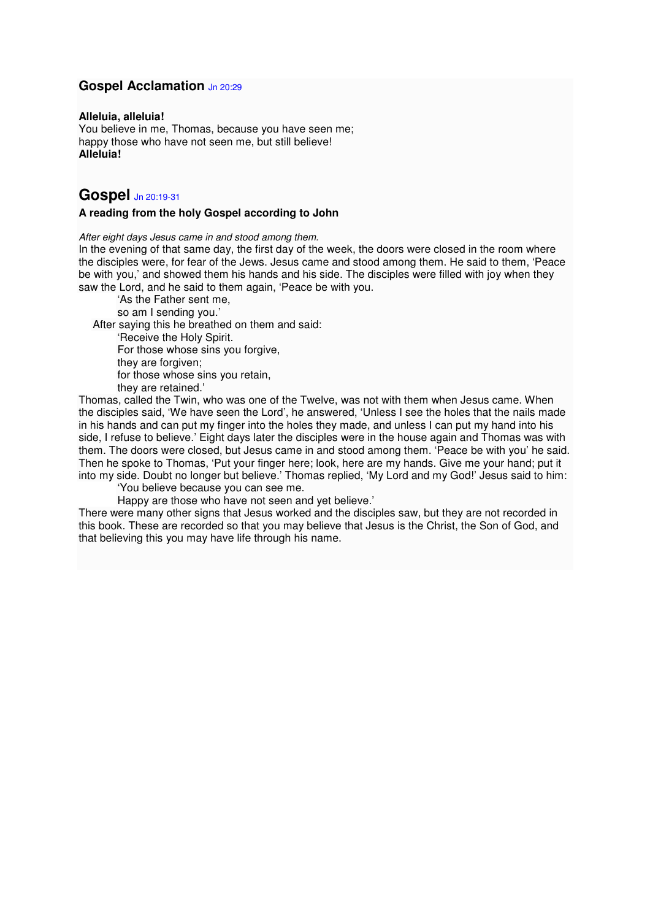## Gospel Acclamation Jn 20:29

**Alleluia, alleluia!**
You believe in me, Thomas, because you have seen me;
happy those who have not seen me, but still believe!
**Alleluia!**

## Gospel Jn 20:19-31

**A reading from the holy Gospel according to John**

*After eight days Jesus came in and stood among them.*

In the evening of that same day, the first day of the week, the doors were closed in the room where the disciples were, for fear of the Jews. Jesus came and stood among them. He said to them, 'Peace be with you,' and showed them his hands and his side. The disciples were filled with joy when they saw the Lord, and he said to them again, 'Peace be with you.

'As the Father sent me,
so am I sending you.'

After saying this he breathed on them and said:

'Receive the Holy Spirit.
For those whose sins you forgive,
they are forgiven;
for those whose sins you retain,
they are retained.'

Thomas, called the Twin, who was one of the Twelve, was not with them when Jesus came. When the disciples said, 'We have seen the Lord', he answered, 'Unless I see the holes that the nails made in his hands and can put my finger into the holes they made, and unless I can put my hand into his side, I refuse to believe.' Eight days later the disciples were in the house again and Thomas was with them. The doors were closed, but Jesus came in and stood among them. 'Peace be with you' he said. Then he spoke to Thomas, 'Put your finger here; look, here are my hands. Give me your hand; put it into my side. Doubt no longer but believe.' Thomas replied, 'My Lord and my God!' Jesus said to him:

'You believe because you can see me.
Happy are those who have not seen and yet believe.'

There were many other signs that Jesus worked and the disciples saw, but they are not recorded in this book. These are recorded so that you may believe that Jesus is the Christ, the Son of God, and that believing this you may have life through his name.